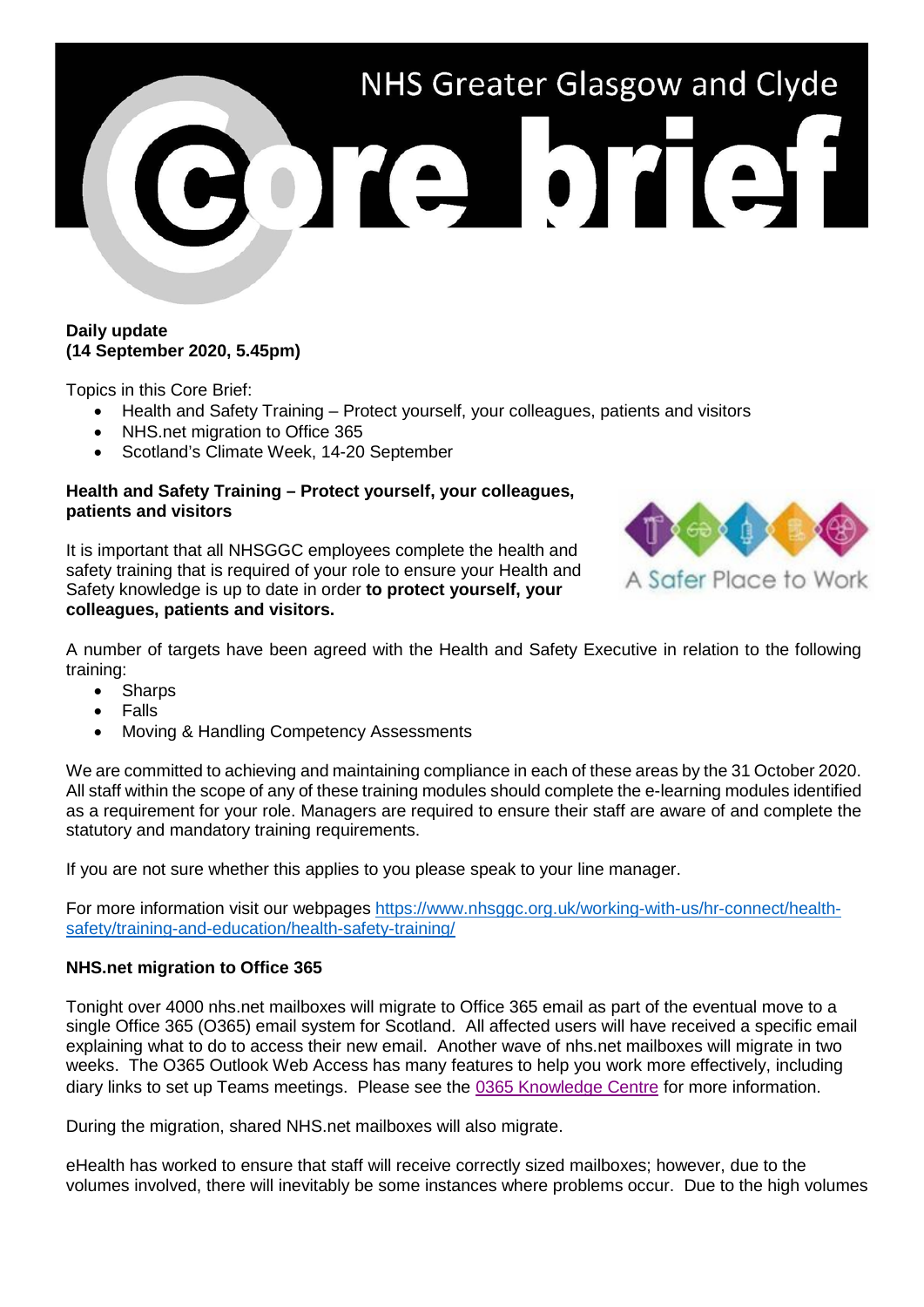NHS Greater Glasgow and Clyde

# Core brief

**Daily update**
**(14 September 2020, 5.45pm)**

Topics in this Core Brief:

- Health and Safety Training – Protect yourself, your colleagues, patients and visitors
- NHS.net migration to Office 365
- Scotland's Climate Week, 14-20 September

## Health and Safety Training – Protect yourself, your colleagues, patients and visitors

A Safer Place to Work

It is important that all NHSGGC employees complete the health and safety training that is required of your role to ensure your Health and Safety knowledge is up to date in order **to protect yourself, your colleagues, patients and visitors.**

A number of targets have been agreed with the Health and Safety Executive in relation to the following training:

- Sharps
- Falls
- Moving & Handling Competency Assessments

We are committed to achieving and maintaining compliance in each of these areas by the 31 October 2020. All staff within the scope of any of these training modules should complete the e-learning modules identified as a requirement for your role. Managers are required to ensure their staff are aware of and complete the statutory and mandatory training requirements.

If you are not sure whether this applies to you please speak to your line manager.

For more information visit our webpages https://www.nhsggc.org.uk/working-with-us/hr-connect/health-safety/training-and-education/health-safety-training/

## NHS.net migration to Office 365

Tonight over 4000 nhs.net mailboxes will migrate to Office 365 email as part of the eventual move to a single Office 365 (O365) email system for Scotland. All affected users will have received a specific email explaining what to do to access their new email. Another wave of nhs.net mailboxes will migrate in two weeks. The O365 Outlook Web Access has many features to help you work more effectively, including diary links to set up Teams meetings. Please see the 0365 Knowledge Centre for more information.

During the migration, shared NHS.net mailboxes will also migrate.

eHealth has worked to ensure that staff will receive correctly sized mailboxes; however, due to the volumes involved, there will inevitably be some instances where problems occur. Due to the high volumes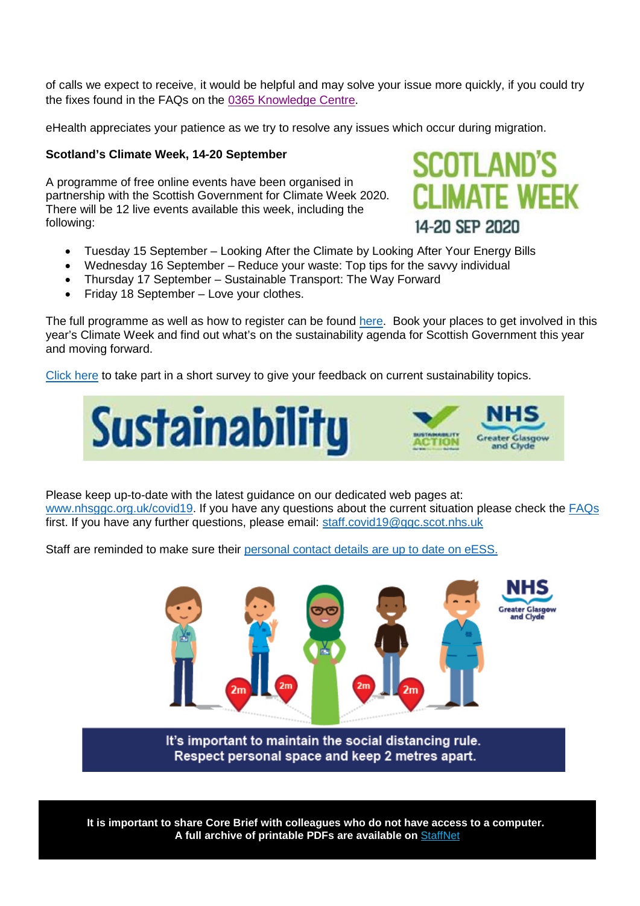of calls we expect to receive, it would be helpful and may solve your issue more quickly, if you could try the fixes found in the FAQs on the 0365 Knowledge Centre.

eHealth appreciates your patience as we try to resolve any issues which occur during migration.

**Scotland's Climate Week, 14-20 September**

A programme of free online events have been organised in partnership with the Scottish Government for Climate Week 2020. There will be 12 live events available this week, including the following:

- Tuesday 15 September – Looking After the Climate by Looking After Your Energy Bills
- Wednesday 16 September – Reduce your waste: Top tips for the savvy individual
- Thursday 17 September – Sustainable Transport: The Way Forward
- Friday 18 September – Love your clothes.

The full programme as well as how to register can be found here. Book your places to get involved in this year's Climate Week and find out what's on the sustainability agenda for Scottish Government this year and moving forward.

Click here to take part in a short survey to give your feedback on current sustainability topics.

Please keep up-to-date with the latest guidance on our dedicated web pages at: www.nhsggc.org.uk/covid19. If you have any questions about the current situation please check the FAQs first. If you have any further questions, please email: staff.covid19@ggc.scot.nhs.uk

Staff are reminded to make sure their personal contact details are up to date on eSS.

It's important to maintain the social distancing rule.
Respect personal space and keep 2 metres apart.

**It is important to share Core Brief with colleagues who do not have access to a computer.**
**A full archive of printable PDFs are available on StaffNet**